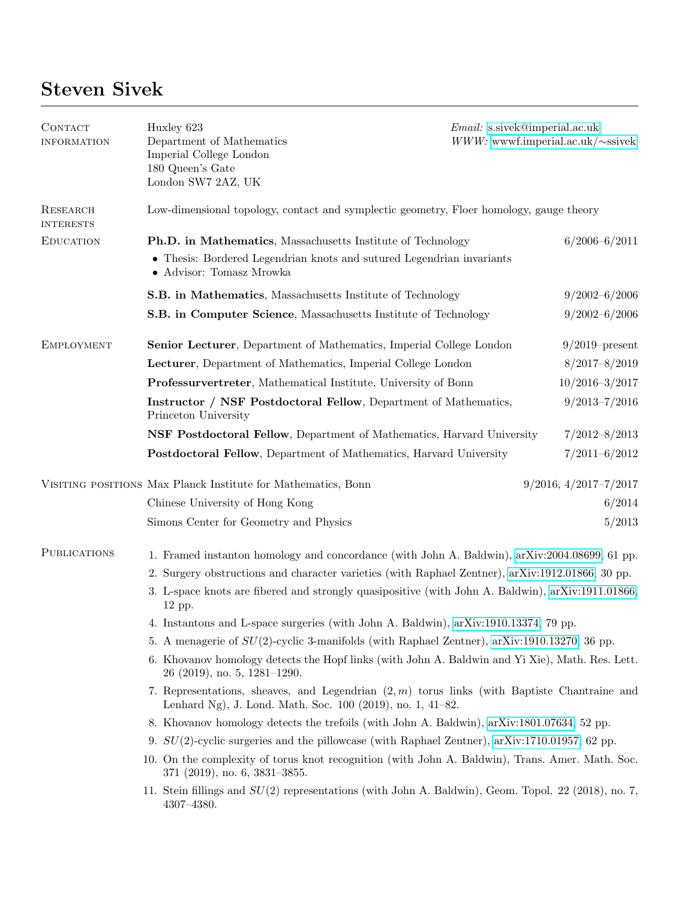# Steven Sivek

## Contact information

Huxley 623
Department of Mathematics
Imperial College London
180 Queen's Gate
London SW7 2AZ, UK

*Email:* s.sivek@imperial.ac.uk
*WWW:* wwwf.imperial.ac.uk/∼ssivek

## Research interests

Low-dimensional topology, contact and symplectic geometry, Floer homology, gauge theory

## Education

**Ph.D. in Mathematics**, Massachusetts Institute of Technology — 6/2006–6/2011

- Thesis: Bordered Legendrian knots and sutured Legendrian invariants
- Advisor: Tomasz Mrowka

**S.B. in Mathematics**, Massachusetts Institute of Technology — 9/2002–6/2006

**S.B. in Computer Science**, Massachusetts Institute of Technology — 9/2002–6/2006

## Employment

**Senior Lecturer**, Department of Mathematics, Imperial College London — 9/2019–present

**Lecturer**, Department of Mathematics, Imperial College London — 8/2017–8/2019

**Professurvertreter**, Mathematical Institute, University of Bonn — 10/2016–3/2017

**Instructor / NSF Postdoctoral Fellow**, Department of Mathematics, Princeton University — 9/2013–7/2016

**NSF Postdoctoral Fellow**, Department of Mathematics, Harvard University — 7/2012–8/2013

**Postdoctoral Fellow**, Department of Mathematics, Harvard University — 7/2011–6/2012

## Visiting positions

Max Planck Institute for Mathematics, Bonn — 9/2016, 4/2017–7/2017

Chinese University of Hong Kong — 6/2014

Simons Center for Geometry and Physics — 5/2013

## Publications

1. Framed instanton homology and concordance (with John A. Baldwin), arXiv:2004.08699, 61 pp.
2. Surgery obstructions and character varieties (with Raphael Zentner), arXiv:1912.01866, 30 pp.
3. L-space knots are fibered and strongly quasipositive (with John A. Baldwin), arXiv:1911.01866, 12 pp.
4. Instantons and L-space surgeries (with John A. Baldwin), arXiv:1910.13374, 79 pp.
5. A menagerie of $SU(2)$-cyclic 3-manifolds (with Raphael Zentner), arXiv:1910.13270, 36 pp.
6. Khovanov homology detects the Hopf links (with John A. Baldwin and Yi Xie), Math. Res. Lett. 26 (2019), no. 5, 1281–1290.
7. Representations, sheaves, and Legendrian $(2, m)$ torus links (with Baptiste Chantraine and Lenhard Ng), J. Lond. Math. Soc. 100 (2019), no. 1, 41–82.
8. Khovanov homology detects the trefoils (with John A. Baldwin), arXiv:1801.07634, 52 pp.
9. $SU(2)$-cyclic surgeries and the pillowcase (with Raphael Zentner), arXiv:1710.01957, 62 pp.
10. On the complexity of torus knot recognition (with John A. Baldwin), Trans. Amer. Math. Soc. 371 (2019), no. 6, 3831–3855.
11. Stein fillings and $SU(2)$ representations (with John A. Baldwin), Geom. Topol. 22 (2018), no. 7, 4307–4380.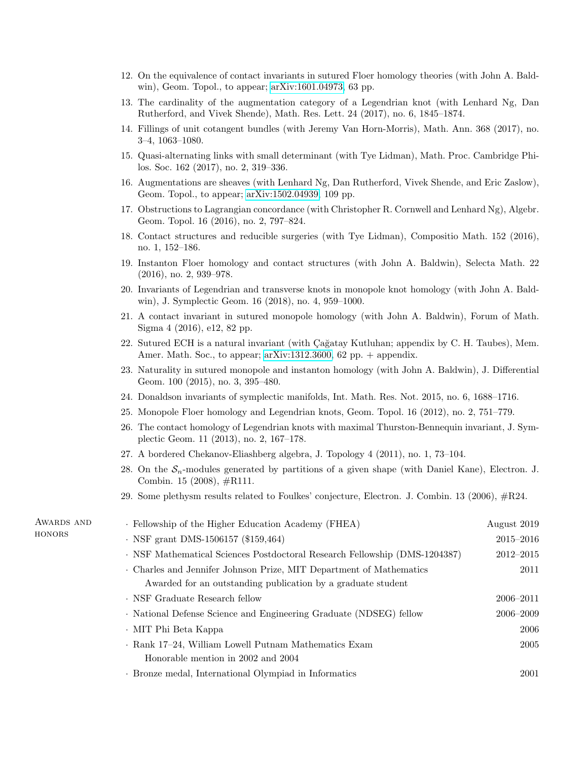12. On the equivalence of contact invariants in sutured Floer homology theories (with John A. Baldwin), Geom. Topol., to appear; arXiv:1601.04973, 63 pp.
13. The cardinality of the augmentation category of a Legendrian knot (with Lenhard Ng, Dan Rutherford, and Vivek Shende), Math. Res. Lett. 24 (2017), no. 6, 1845–1874.
14. Fillings of unit cotangent bundles (with Jeremy Van Horn-Morris), Math. Ann. 368 (2017), no. 3–4, 1063–1080.
15. Quasi-alternating links with small determinant (with Tye Lidman), Math. Proc. Cambridge Philos. Soc. 162 (2017), no. 2, 319–336.
16. Augmentations are sheaves (with Lenhard Ng, Dan Rutherford, Vivek Shende, and Eric Zaslow), Geom. Topol., to appear; arXiv:1502.04939, 109 pp.
17. Obstructions to Lagrangian concordance (with Christopher R. Cornwell and Lenhard Ng), Algebr. Geom. Topol. 16 (2016), no. 2, 797–824.
18. Contact structures and reducible surgeries (with Tye Lidman), Compositio Math. 152 (2016), no. 1, 152–186.
19. Instanton Floer homology and contact structures (with John A. Baldwin), Selecta Math. 22 (2016), no. 2, 939–978.
20. Invariants of Legendrian and transverse knots in monopole knot homology (with John A. Baldwin), J. Symplectic Geom. 16 (2018), no. 4, 959–1000.
21. A contact invariant in sutured monopole homology (with John A. Baldwin), Forum of Math. Sigma 4 (2016), e12, 82 pp.
22. Sutured ECH is a natural invariant (with Çağatay Kutluhan; appendix by C. H. Taubes), Mem. Amer. Math. Soc., to appear; arXiv:1312.3600, 62 pp. + appendix.
23. Naturality in sutured monopole and instanton homology (with John A. Baldwin), J. Differential Geom. 100 (2015), no. 3, 395–480.
24. Donaldson invariants of symplectic manifolds, Int. Math. Res. Not. 2015, no. 6, 1688–1716.
25. Monopole Floer homology and Legendrian knots, Geom. Topol. 16 (2012), no. 2, 751–779.
26. The contact homology of Legendrian knots with maximal Thurston-Bennequin invariant, J. Symplectic Geom. 11 (2013), no. 2, 167–178.
27. A bordered Chekanov-Eliashberg algebra, J. Topology 4 (2011), no. 1, 73–104.
28. On the $\mathcal{S}_n$-modules generated by partitions of a given shape (with Daniel Kane), Electron. J. Combin. 15 (2008), #R111.
29. Some plethysm results related to Foulkes' conjecture, Electron. J. Combin. 13 (2006), #R24.

## Awards and honors

- Fellowship of the Higher Education Academy (FHEA) — August 2019
- NSF grant DMS-1506157 ($159,464) — 2015–2016
- NSF Mathematical Sciences Postdoctoral Research Fellowship (DMS-1204387) — 2012–2015
- Charles and Jennifer Johnson Prize, MIT Department of Mathematics — 2011
  Awarded for an outstanding publication by a graduate student
- NSF Graduate Research fellow — 2006–2011
- National Defense Science and Engineering Graduate (NDSEG) fellow — 2006–2009
- MIT Phi Beta Kappa — 2006
- Rank 17–24, William Lowell Putnam Mathematics Exam — 2005
  Honorable mention in 2002 and 2004
- Bronze medal, International Olympiad in Informatics — 2001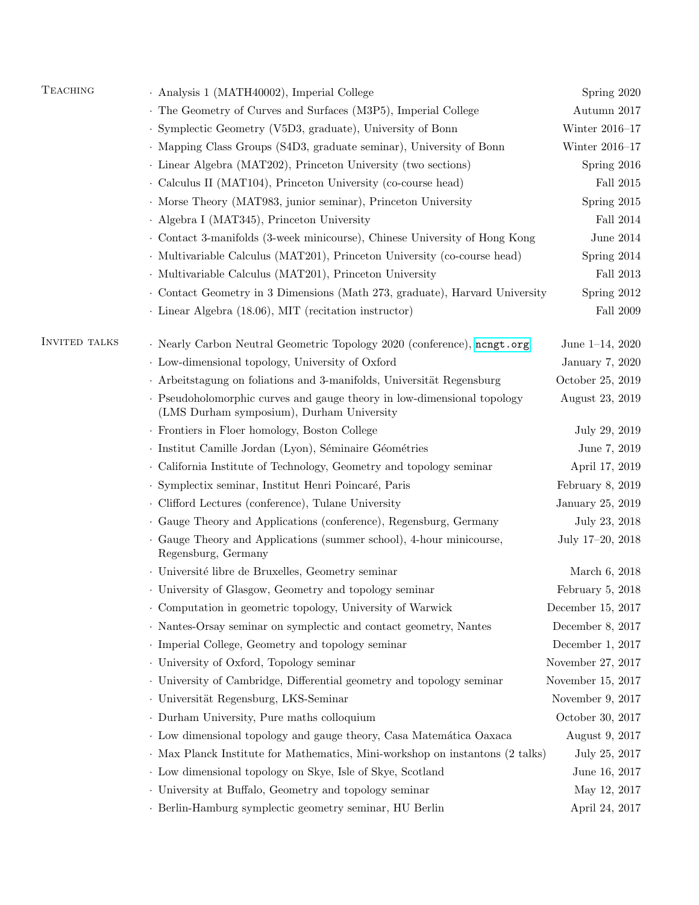## Teaching

- Analysis 1 (MATH40002), Imperial College — Spring 2020
- The Geometry of Curves and Surfaces (M3P5), Imperial College — Autumn 2017
- Symplectic Geometry (V5D3, graduate), University of Bonn — Winter 2016–17
- Mapping Class Groups (S4D3, graduate seminar), University of Bonn — Winter 2016–17
- Linear Algebra (MAT202), Princeton University (two sections) — Spring 2016
- Calculus II (MAT104), Princeton University (co-course head) — Fall 2015
- Morse Theory (MAT983, junior seminar), Princeton University — Spring 2015
- Algebra I (MAT345), Princeton University — Fall 2014
- Contact 3-manifolds (3-week minicourse), Chinese University of Hong Kong — June 2014
- Multivariable Calculus (MAT201), Princeton University (co-course head) — Spring 2014
- Multivariable Calculus (MAT201), Princeton University — Fall 2013
- Contact Geometry in 3 Dimensions (Math 273, graduate), Harvard University — Spring 2012
- Linear Algebra (18.06), MIT (recitation instructor) — Fall 2009

## Invited talks

- Nearly Carbon Neutral Geometric Topology 2020 (conference), ncngt.org — June 1–14, 2020
- Low-dimensional topology, University of Oxford — January 7, 2020
- Arbeitstagung on foliations and 3-manifolds, Universität Regensburg — October 25, 2019
- Pseudoholomorphic curves and gauge theory in low-dimensional topology (LMS Durham symposium), Durham University — August 23, 2019
- Frontiers in Floer homology, Boston College — July 29, 2019
- Institut Camille Jordan (Lyon), Séminaire Géométries — June 7, 2019
- California Institute of Technology, Geometry and topology seminar — April 17, 2019
- Symplectix seminar, Institut Henri Poincaré, Paris — February 8, 2019
- Clifford Lectures (conference), Tulane University — January 25, 2019
- Gauge Theory and Applications (conference), Regensburg, Germany — July 23, 2018
- Gauge Theory and Applications (summer school), 4-hour minicourse, Regensburg, Germany — July 17–20, 2018
- Université libre de Bruxelles, Geometry seminar — March 6, 2018
- University of Glasgow, Geometry and topology seminar — February 5, 2018
- Computation in geometric topology, University of Warwick — December 15, 2017
- Nantes-Orsay seminar on symplectic and contact geometry, Nantes — December 8, 2017
- Imperial College, Geometry and topology seminar — December 1, 2017
- University of Oxford, Topology seminar — November 27, 2017
- University of Cambridge, Differential geometry and topology seminar — November 15, 2017
- Universität Regensburg, LKS-Seminar — November 9, 2017
- Durham University, Pure maths colloquium — October 30, 2017
- Low dimensional topology and gauge theory, Casa Matemática Oaxaca — August 9, 2017
- Max Planck Institute for Mathematics, Mini-workshop on instantons (2 talks) — July 25, 2017
- Low dimensional topology on Skye, Isle of Skye, Scotland — June 16, 2017
- University at Buffalo, Geometry and topology seminar — May 12, 2017
- Berlin-Hamburg symplectic geometry seminar, HU Berlin — April 24, 2017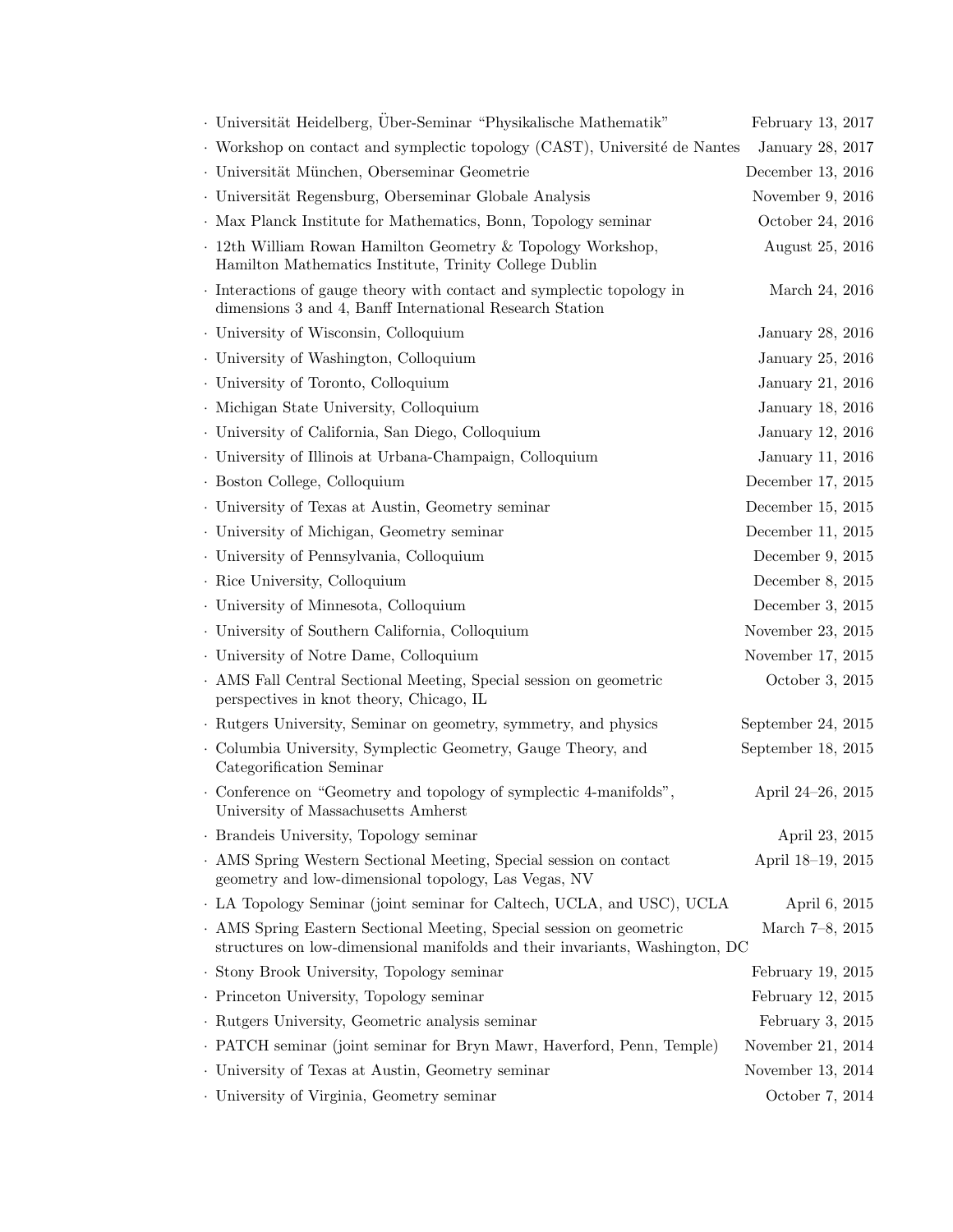- Universität Heidelberg, Über-Seminar "Physikalische Mathematik" February 13, 2017
- Workshop on contact and symplectic topology (CAST), Université de Nantes January 28, 2017
- Universität München, Oberseminar Geometrie December 13, 2016
- Universität Regensburg, Oberseminar Globale Analysis November 9, 2016
- Max Planck Institute for Mathematics, Bonn, Topology seminar October 24, 2016
- 12th William Rowan Hamilton Geometry & Topology Workshop, Hamilton Mathematics Institute, Trinity College Dublin August 25, 2016
- Interactions of gauge theory with contact and symplectic topology in dimensions 3 and 4, Banff International Research Station March 24, 2016
- University of Wisconsin, Colloquium January 28, 2016
- University of Washington, Colloquium January 25, 2016
- University of Toronto, Colloquium January 21, 2016
- Michigan State University, Colloquium January 18, 2016
- University of California, San Diego, Colloquium January 12, 2016
- University of Illinois at Urbana-Champaign, Colloquium January 11, 2016
- Boston College, Colloquium December 17, 2015
- University of Texas at Austin, Geometry seminar December 15, 2015
- University of Michigan, Geometry seminar December 11, 2015
- University of Pennsylvania, Colloquium December 9, 2015
- Rice University, Colloquium December 8, 2015
- University of Minnesota, Colloquium December 3, 2015
- University of Southern California, Colloquium November 23, 2015
- University of Notre Dame, Colloquium November 17, 2015
- AMS Fall Central Sectional Meeting, Special session on geometric perspectives in knot theory, Chicago, IL October 3, 2015
- Rutgers University, Seminar on geometry, symmetry, and physics September 24, 2015
- Columbia University, Symplectic Geometry, Gauge Theory, and Categorification Seminar September 18, 2015
- Conference on "Geometry and topology of symplectic 4-manifolds", University of Massachusetts Amherst April 24–26, 2015
- Brandeis University, Topology seminar April 23, 2015
- AMS Spring Western Sectional Meeting, Special session on contact geometry and low-dimensional topology, Las Vegas, NV April 18–19, 2015
- LA Topology Seminar (joint seminar for Caltech, UCLA, and USC), UCLA April 6, 2015
- AMS Spring Eastern Sectional Meeting, Special session on geometric structures on low-dimensional manifolds and their invariants, Washington, DC March 7–8, 2015
- Stony Brook University, Topology seminar February 19, 2015
- Princeton University, Topology seminar February 12, 2015
- Rutgers University, Geometric analysis seminar February 3, 2015
- PATCH seminar (joint seminar for Bryn Mawr, Haverford, Penn, Temple) November 21, 2014
- University of Texas at Austin, Geometry seminar November 13, 2014
- University of Virginia, Geometry seminar October 7, 2014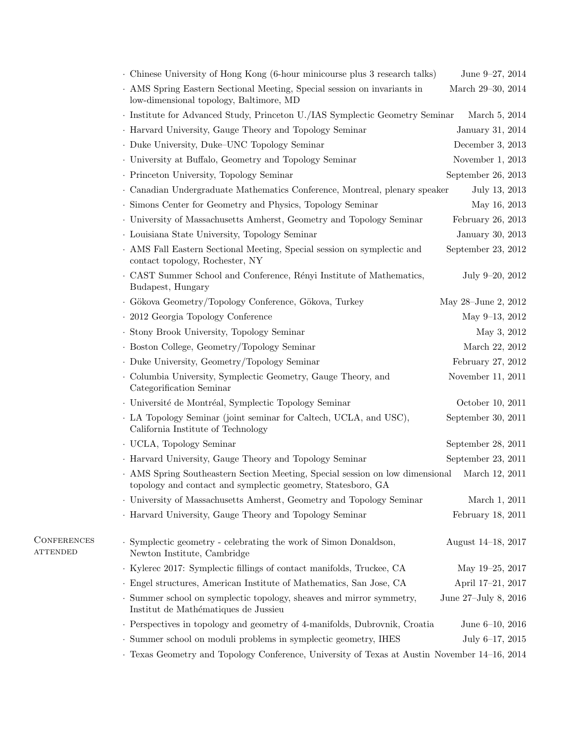- Chinese University of Hong Kong (6-hour minicourse plus 3 research talks) — June 9–27, 2014
- AMS Spring Eastern Sectional Meeting, Special session on invariants in low-dimensional topology, Baltimore, MD — March 29–30, 2014
- Institute for Advanced Study, Princeton U./IAS Symplectic Geometry Seminar — March 5, 2014
- Harvard University, Gauge Theory and Topology Seminar — January 31, 2014
- Duke University, Duke–UNC Topology Seminar — December 3, 2013
- University at Buffalo, Geometry and Topology Seminar — November 1, 2013
- Princeton University, Topology Seminar — September 26, 2013
- Canadian Undergraduate Mathematics Conference, Montreal, plenary speaker — July 13, 2013
- Simons Center for Geometry and Physics, Topology Seminar — May 16, 2013
- University of Massachusetts Amherst, Geometry and Topology Seminar — February 26, 2013
- Louisiana State University, Topology Seminar — January 30, 2013
- AMS Fall Eastern Sectional Meeting, Special session on symplectic and contact topology, Rochester, NY — September 23, 2012
- CAST Summer School and Conference, Rényi Institute of Mathematics, Budapest, Hungary — July 9–20, 2012
- Gökova Geometry/Topology Conference, Gökova, Turkey — May 28–June 2, 2012
- 2012 Georgia Topology Conference — May 9–13, 2012
- Stony Brook University, Topology Seminar — May 3, 2012
- Boston College, Geometry/Topology Seminar — March 22, 2012
- Duke University, Geometry/Topology Seminar — February 27, 2012
- Columbia University, Symplectic Geometry, Gauge Theory, and Categorification Seminar — November 11, 2011
- Université de Montréal, Symplectic Topology Seminar — October 10, 2011
- LA Topology Seminar (joint seminar for Caltech, UCLA, and USC), California Institute of Technology — September 30, 2011
- UCLA, Topology Seminar — September 28, 2011
- Harvard University, Gauge Theory and Topology Seminar — September 23, 2011
- AMS Spring Southeastern Section Meeting, Special session on low dimensional topology and contact and symplectic geometry, Statesboro, GA — March 12, 2011
- University of Massachusetts Amherst, Geometry and Topology Seminar — March 1, 2011
- Harvard University, Gauge Theory and Topology Seminar — February 18, 2011

## Conferences attended

- Symplectic geometry - celebrating the work of Simon Donaldson, Newton Institute, Cambridge — August 14–18, 2017
- Kylerec 2017: Symplectic fillings of contact manifolds, Truckee, CA — May 19–25, 2017
- Engel structures, American Institute of Mathematics, San Jose, CA — April 17–21, 2017
- Summer school on symplectic topology, sheaves and mirror symmetry, Institut de Mathématiques de Jussieu — June 27–July 8, 2016
- Perspectives in topology and geometry of 4-manifolds, Dubrovnik, Croatia — June 6–10, 2016
- Summer school on moduli problems in symplectic geometry, IHES — July 6–17, 2015
- Texas Geometry and Topology Conference, University of Texas at Austin — November 14–16, 2014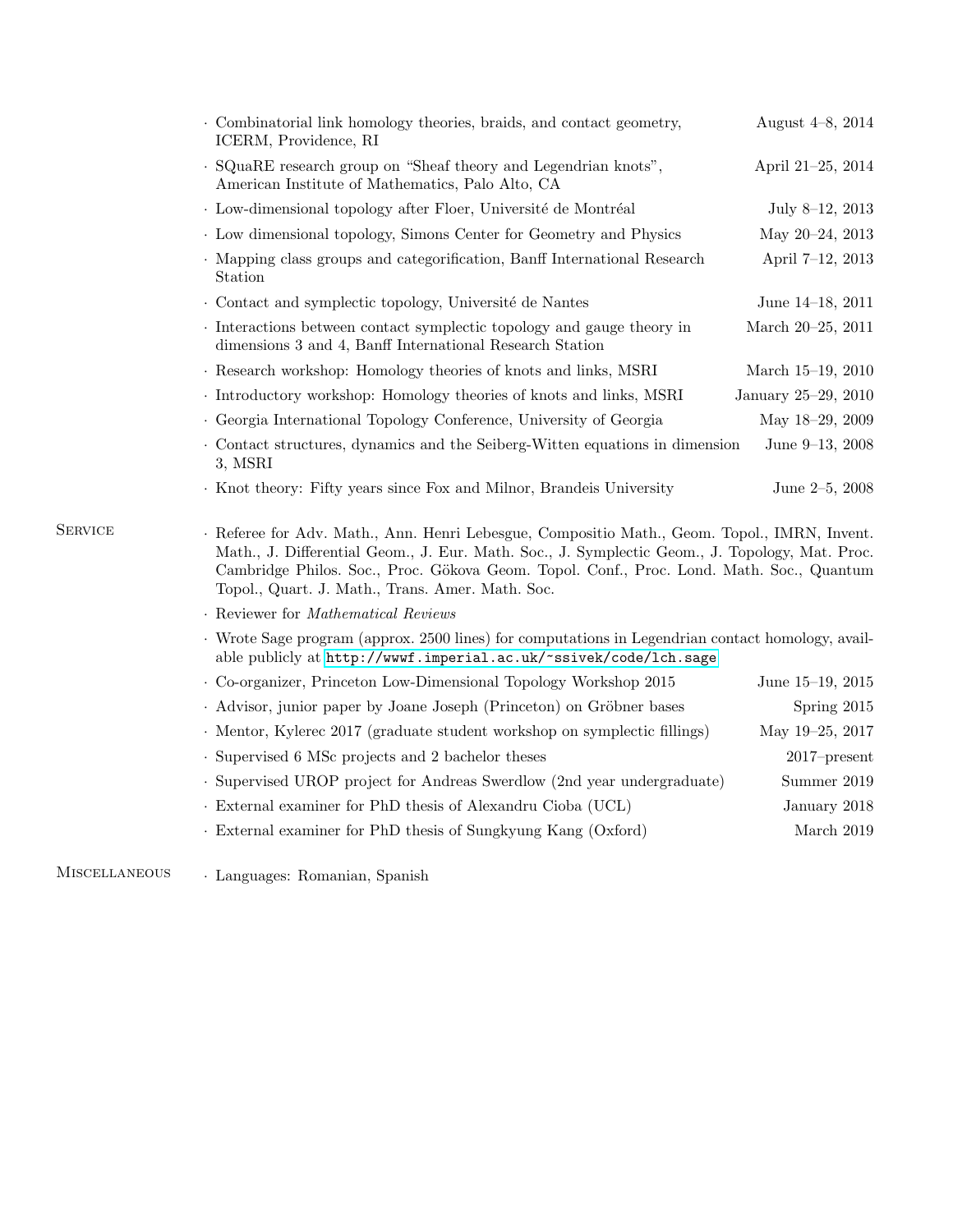- Combinatorial link homology theories, braids, and contact geometry, ICERM, Providence, RI — August 4–8, 2014
- SQuaRE research group on "Sheaf theory and Legendrian knots", American Institute of Mathematics, Palo Alto, CA — April 21–25, 2014
- Low-dimensional topology after Floer, Université de Montréal — July 8–12, 2013
- Low dimensional topology, Simons Center for Geometry and Physics — May 20–24, 2013
- Mapping class groups and categorification, Banff International Research Station — April 7–12, 2013
- Contact and symplectic topology, Université de Nantes — June 14–18, 2011
- Interactions between contact symplectic topology and gauge theory in dimensions 3 and 4, Banff International Research Station — March 20–25, 2011
- Research workshop: Homology theories of knots and links, MSRI — March 15–19, 2010
- Introductory workshop: Homology theories of knots and links, MSRI — January 25–29, 2010
- Georgia International Topology Conference, University of Georgia — May 18–29, 2009
- Contact structures, dynamics and the Seiberg-Witten equations in dimension 3, MSRI — June 9–13, 2008
- Knot theory: Fifty years since Fox and Milnor, Brandeis University — June 2–5, 2008

## Service

- Referee for Adv. Math., Ann. Henri Lebesgue, Compositio Math., Geom. Topol., IMRN, Invent. Math., J. Differential Geom., J. Eur. Math. Soc., J. Symplectic Geom., J. Topology, Mat. Proc. Cambridge Philos. Soc., Proc. Gökova Geom. Topol. Conf., Proc. Lond. Math. Soc., Quantum Topol., Quart. J. Math., Trans. Amer. Math. Soc.
- Reviewer for *Mathematical Reviews*
- Wrote Sage program (approx. 2500 lines) for computations in Legendrian contact homology, available publicly at `http://wwwf.imperial.ac.uk/~ssivek/code/lch.sage`
- Co-organizer, Princeton Low-Dimensional Topology Workshop 2015 — June 15–19, 2015
- Advisor, junior paper by Joane Joseph (Princeton) on Gröbner bases — Spring 2015
- Mentor, Kylerec 2017 (graduate student workshop on symplectic fillings) — May 19–25, 2017
- Supervised 6 MSc projects and 2 bachelor theses — 2017–present
- Supervised UROP project for Andreas Swerdlow (2nd year undergraduate) — Summer 2019
- External examiner for PhD thesis of Alexandru Cioba (UCL) — January 2018
- External examiner for PhD thesis of Sungkyung Kang (Oxford) — March 2019

## Miscellaneous

- Languages: Romanian, Spanish